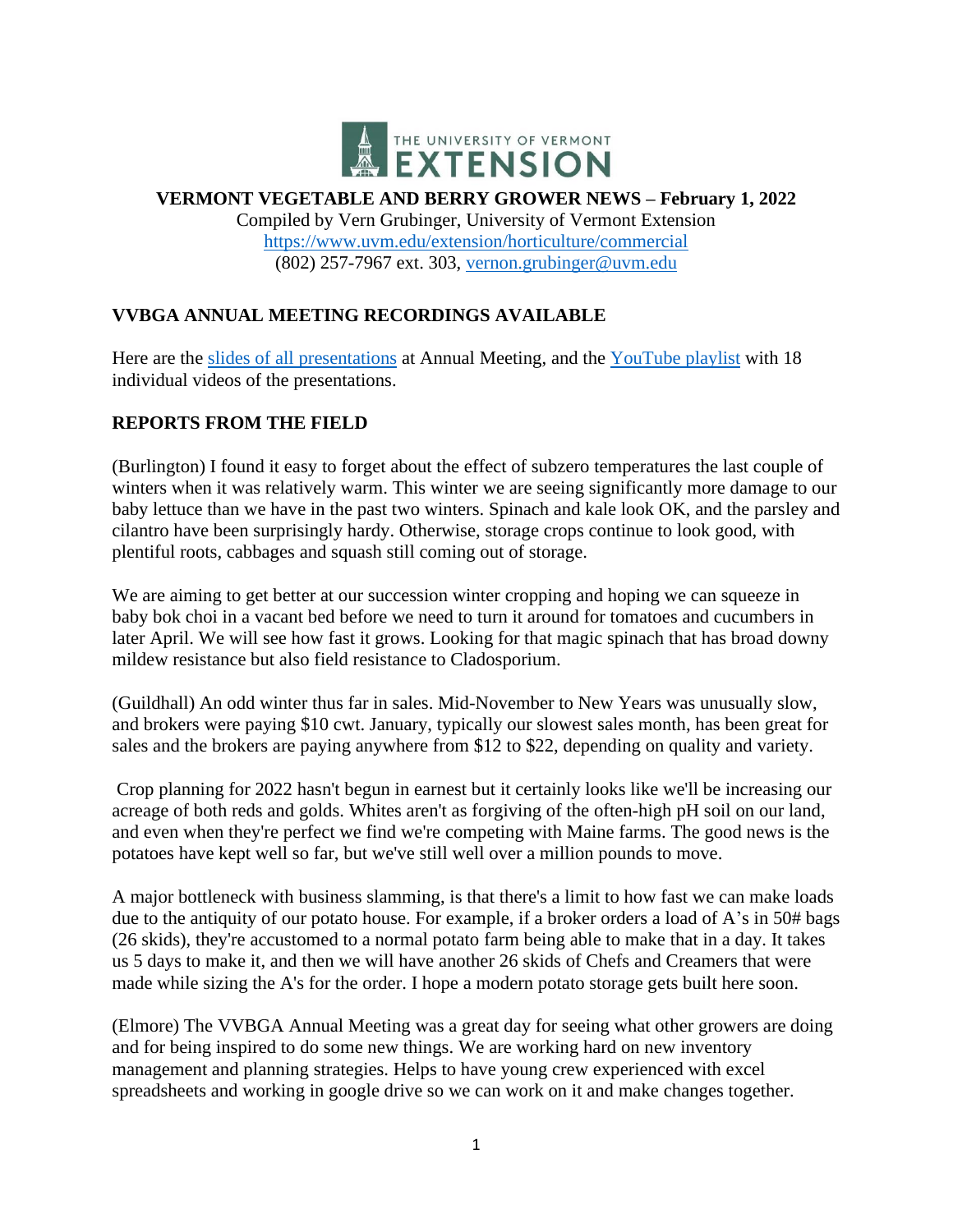THE UNIVERSITY OF VERMONT EXTENSION

**VERMONT VEGETABLE AND BERRY GROWER NEWS – February 1, 2022**

Compiled by Vern Grubinger, University of Vermont Extension
https://www.uvm.edu/extension/horticulture/commercial
(802) 257-7967 ext. 303, vernon.grubinger@uvm.edu

## VVBGA ANNUAL MEETING RECORDINGS AVAILABLE

Here are the slides of all presentations at Annual Meeting, and the YouTube playlist with 18 individual videos of the presentations.

## REPORTS FROM THE FIELD

(Burlington) I found it easy to forget about the effect of subzero temperatures the last couple of winters when it was relatively warm. This winter we are seeing significantly more damage to our baby lettuce than we have in the past two winters. Spinach and kale look OK, and the parsley and cilantro have been surprisingly hardy. Otherwise, storage crops continue to look good, with plentiful roots, cabbages and squash still coming out of storage.

We are aiming to get better at our succession winter cropping and hoping we can squeeze in baby bok choi in a vacant bed before we need to turn it around for tomatoes and cucumbers in later April. We will see how fast it grows. Looking for that magic spinach that has broad downy mildew resistance but also field resistance to Cladosporium.

(Guildhall) An odd winter thus far in sales. Mid-November to New Years was unusually slow, and brokers were paying $10 cwt. January, typically our slowest sales month, has been great for sales and the brokers are paying anywhere from $12 to $22, depending on quality and variety.

Crop planning for 2022 hasn't begun in earnest but it certainly looks like we'll be increasing our acreage of both reds and golds. Whites aren't as forgiving of the often-high pH soil on our land, and even when they're perfect we find we're competing with Maine farms. The good news is the potatoes have kept well so far, but we've still well over a million pounds to move.

A major bottleneck with business slamming, is that there's a limit to how fast we can make loads due to the antiquity of our potato house. For example, if a broker orders a load of A's in 50# bags (26 skids), they're accustomed to a normal potato farm being able to make that in a day. It takes us 5 days to make it, and then we will have another 26 skids of Chefs and Creamers that were made while sizing the A's for the order. I hope a modern potato storage gets built here soon.

(Elmore) The VVBGA Annual Meeting was a great day for seeing what other growers are doing and for being inspired to do some new things. We are working hard on new inventory management and planning strategies. Helps to have young crew experienced with excel spreadsheets and working in google drive so we can work on it and make changes together.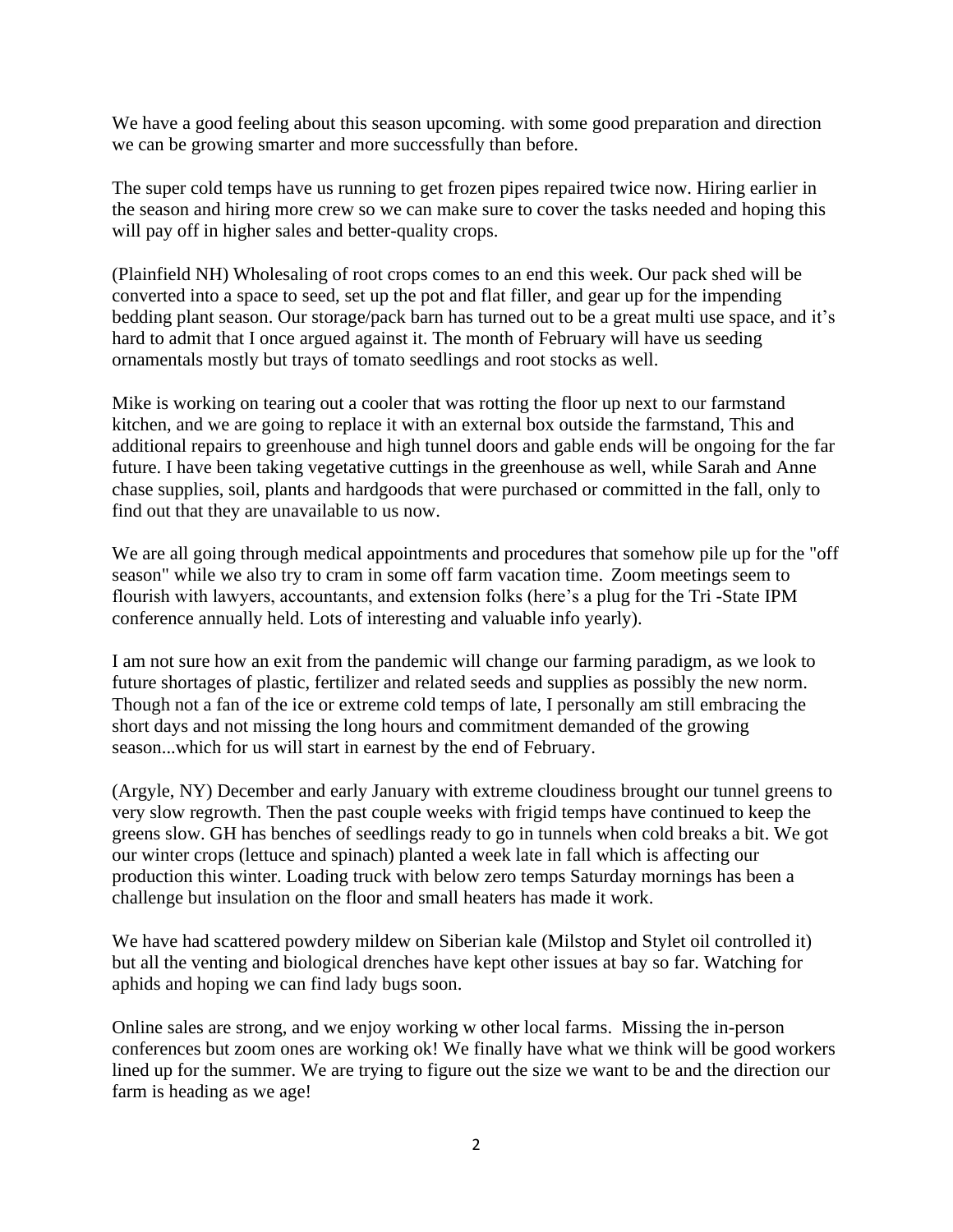We have a good feeling about this season upcoming. with some good preparation and direction we can be growing smarter and more successfully than before.

The super cold temps have us running to get frozen pipes repaired twice now. Hiring earlier in the season and hiring more crew so we can make sure to cover the tasks needed and hoping this will pay off in higher sales and better-quality crops.

(Plainfield NH) Wholesaling of root crops comes to an end this week. Our pack shed will be converted into a space to seed, set up the pot and flat filler, and gear up for the impending bedding plant season. Our storage/pack barn has turned out to be a great multi use space, and it's hard to admit that I once argued against it. The month of February will have us seeding ornamentals mostly but trays of tomato seedlings and root stocks as well.

Mike is working on tearing out a cooler that was rotting the floor up next to our farmstand kitchen, and we are going to replace it with an external box outside the farmstand, This and additional repairs to greenhouse and high tunnel doors and gable ends will be ongoing for the far future. I have been taking vegetative cuttings in the greenhouse as well, while Sarah and Anne chase supplies, soil, plants and hardgoods that were purchased or committed in the fall, only to find out that they are unavailable to us now.

We are all going through medical appointments and procedures that somehow pile up for the "off season" while we also try to cram in some off farm vacation time. Zoom meetings seem to flourish with lawyers, accountants, and extension folks (here's a plug for the Tri -State IPM conference annually held. Lots of interesting and valuable info yearly).

I am not sure how an exit from the pandemic will change our farming paradigm, as we look to future shortages of plastic, fertilizer and related seeds and supplies as possibly the new norm. Though not a fan of the ice or extreme cold temps of late, I personally am still embracing the short days and not missing the long hours and commitment demanded of the growing season...which for us will start in earnest by the end of February.

(Argyle, NY) December and early January with extreme cloudiness brought our tunnel greens to very slow regrowth. Then the past couple weeks with frigid temps have continued to keep the greens slow. GH has benches of seedlings ready to go in tunnels when cold breaks a bit. We got our winter crops (lettuce and spinach) planted a week late in fall which is affecting our production this winter. Loading truck with below zero temps Saturday mornings has been a challenge but insulation on the floor and small heaters has made it work.

We have had scattered powdery mildew on Siberian kale (Milstop and Stylet oil controlled it) but all the venting and biological drenches have kept other issues at bay so far. Watching for aphids and hoping we can find lady bugs soon.

Online sales are strong, and we enjoy working w other local farms. Missing the in-person conferences but zoom ones are working ok! We finally have what we think will be good workers lined up for the summer. We are trying to figure out the size we want to be and the direction our farm is heading as we age!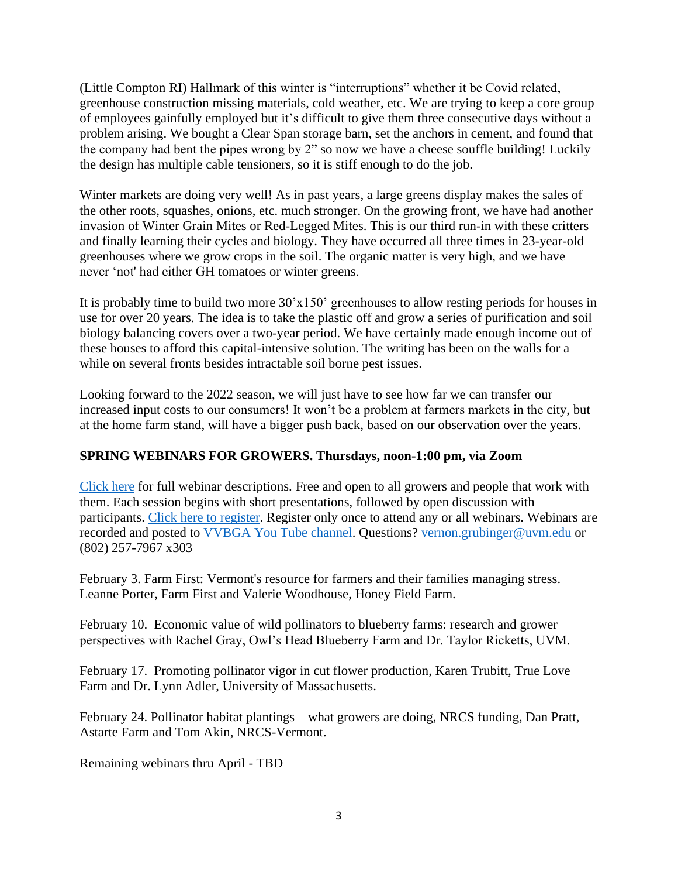(Little Compton RI) Hallmark of this winter is "interruptions" whether it be Covid related, greenhouse construction missing materials, cold weather, etc. We are trying to keep a core group of employees gainfully employed but it's difficult to give them three consecutive days without a problem arising. We bought a Clear Span storage barn, set the anchors in cement, and found that the company had bent the pipes wrong by 2" so now we have a cheese souffle building! Luckily the design has multiple cable tensioners, so it is stiff enough to do the job.

Winter markets are doing very well! As in past years, a large greens display makes the sales of the other roots, squashes, onions, etc. much stronger. On the growing front, we have had another invasion of Winter Grain Mites or Red-Legged Mites. This is our third run-in with these critters and finally learning their cycles and biology. They have occurred all three times in 23-year-old greenhouses where we grow crops in the soil. The organic matter is very high, and we have never 'not' had either GH tomatoes or winter greens.

It is probably time to build two more 30'x150' greenhouses to allow resting periods for houses in use for over 20 years. The idea is to take the plastic off and grow a series of purification and soil biology balancing covers over a two-year period. We have certainly made enough income out of these houses to afford this capital-intensive solution. The writing has been on the walls for a while on several fronts besides intractable soil borne pest issues.

Looking forward to the 2022 season, we will just have to see how far we can transfer our increased input costs to our consumers! It won't be a problem at farmers markets in the city, but at the home farm stand, will have a bigger push back, based on our observation over the years.

**SPRING WEBINARS FOR GROWERS. Thursdays, noon-1:00 pm, via Zoom**

Click here for full webinar descriptions. Free and open to all growers and people that work with them. Each session begins with short presentations, followed by open discussion with participants. Click here to register. Register only once to attend any or all webinars. Webinars are recorded and posted to VVBGA You Tube channel. Questions? vernon.grubinger@uvm.edu or (802) 257-7967 x303

February 3. Farm First: Vermont's resource for farmers and their families managing stress. Leanne Porter, Farm First and Valerie Woodhouse, Honey Field Farm.

February 10. Economic value of wild pollinators to blueberry farms: research and grower perspectives with Rachel Gray, Owl's Head Blueberry Farm and Dr. Taylor Ricketts, UVM.

February 17. Promoting pollinator vigor in cut flower production, Karen Trubitt, True Love Farm and Dr. Lynn Adler, University of Massachusetts.

February 24. Pollinator habitat plantings – what growers are doing, NRCS funding, Dan Pratt, Astarte Farm and Tom Akin, NRCS-Vermont.

Remaining webinars thru April - TBD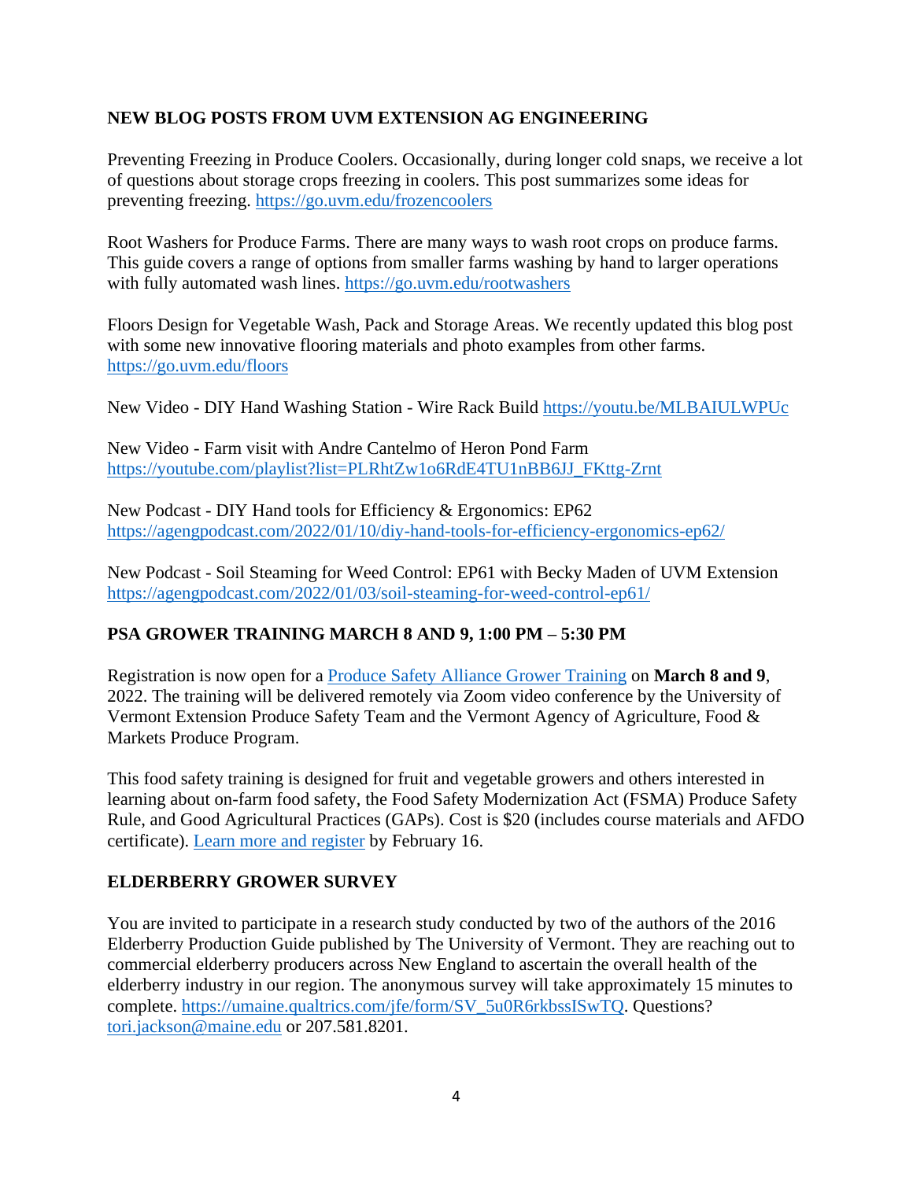## NEW BLOG POSTS FROM UVM EXTENSION AG ENGINEERING

Preventing Freezing in Produce Coolers. Occasionally, during longer cold snaps, we receive a lot of questions about storage crops freezing in coolers. This post summarizes some ideas for preventing freezing. https://go.uvm.edu/frozencoolers

Root Washers for Produce Farms. There are many ways to wash root crops on produce farms. This guide covers a range of options from smaller farms washing by hand to larger operations with fully automated wash lines. https://go.uvm.edu/rootwashers

Floors Design for Vegetable Wash, Pack and Storage Areas. We recently updated this blog post with some new innovative flooring materials and photo examples from other farms. https://go.uvm.edu/floors

New Video - DIY Hand Washing Station - Wire Rack Build https://youtu.be/MLBAIULWPUc

New Video - Farm visit with Andre Cantelmo of Heron Pond Farm https://youtube.com/playlist?list=PLRhtZw1o6RdE4TU1nBB6JJ_FKttg-Zrnt

New Podcast - DIY Hand tools for Efficiency & Ergonomics: EP62 https://agengpodcast.com/2022/01/10/diy-hand-tools-for-efficiency-ergonomics-ep62/

New Podcast - Soil Steaming for Weed Control: EP61 with Becky Maden of UVM Extension https://agengpodcast.com/2022/01/03/soil-steaming-for-weed-control-ep61/

## PSA GROWER TRAINING MARCH 8 AND 9, 1:00 PM – 5:30 PM

Registration is now open for a Produce Safety Alliance Grower Training on **March 8 and 9**, 2022. The training will be delivered remotely via Zoom video conference by the University of Vermont Extension Produce Safety Team and the Vermont Agency of Agriculture, Food & Markets Produce Program.

This food safety training is designed for fruit and vegetable growers and others interested in learning about on-farm food safety, the Food Safety Modernization Act (FSMA) Produce Safety Rule, and Good Agricultural Practices (GAPs). Cost is $20 (includes course materials and AFDO certificate). Learn more and register by February 16.

## ELDERBERRY GROWER SURVEY

You are invited to participate in a research study conducted by two of the authors of the 2016 Elderberry Production Guide published by The University of Vermont. They are reaching out to commercial elderberry producers across New England to ascertain the overall health of the elderberry industry in our region. The anonymous survey will take approximately 15 minutes to complete. https://umaine.qualtrics.com/jfe/form/SV_5u0R6rkbssISwTQ. Questions? tori.jackson@maine.edu or 207.581.8201.